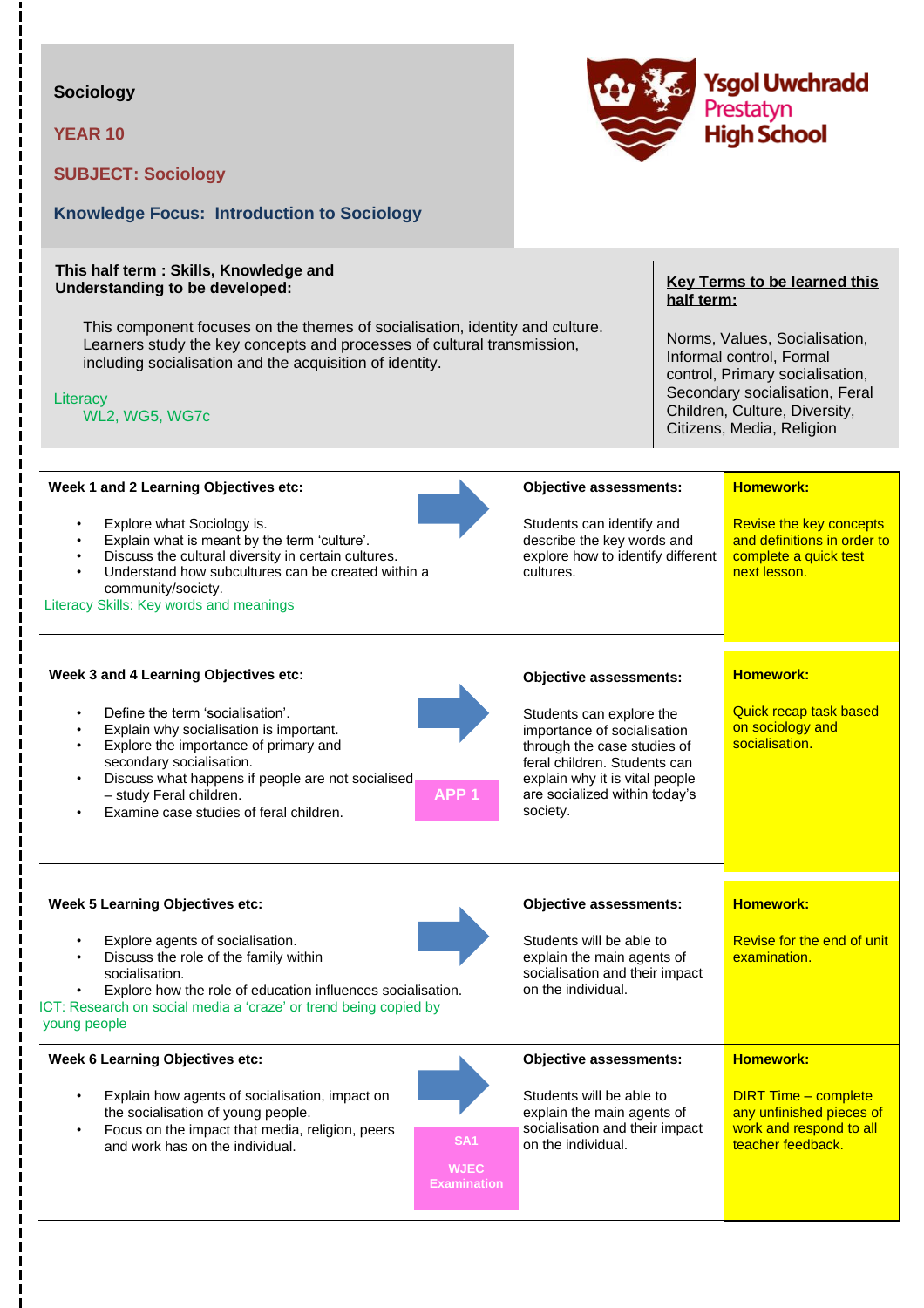**Sociology**

**YEAR 10**

**SUBJECT: Sociology**

**Knowledge Focus: Introduction to Sociology**

Ysgol Uwchradd Prestatyn High School

**This half term : Skills, Knowledge and Understanding to be developed:**

This component focuses on the themes of socialisation, identity and culture. Learners study the key concepts and processes of cultural transmission, including socialisation and the acquisition of identity.

Literacy
WL2, WG5, WG7c

**Key Terms to be learned this half term:**

Norms, Values, Socialisation, Informal control, Formal control, Primary socialisation, Secondary socialisation, Feral Children, Culture, Diversity, Citizens, Media, Religion

| Learning Objectives | | Objective assessments | Homework |
|---|---|---|---|
| **Week 1 and 2 Learning Objectives etc:**<br>• Explore what Sociology is.<br>• Explain what is meant by the term 'culture'.<br>• Discuss the cultural diversity in certain cultures.<br>• Understand how subcultures can be created within a community/society.<br>Literacy Skills: Key words and meanings | | **Objective assessments:**<br>Students can identify and describe the key words and explore how to identify different cultures. | **Homework:**<br>Revise the key concepts and definitions in order to complete a quick test next lesson. |
| **Week 3 and 4 Learning Objectives etc:**<br>• Define the term 'socialisation'.<br>• Explain why socialisation is important.<br>• Explore the importance of primary and secondary socialisation.<br>• Discuss what happens if people are not socialised – study Feral children.<br>• Examine case studies of feral children. | APP 1 | **Objective assessments:**<br>Students can explore the importance of socialisation through the case studies of feral children. Students can explain why it is vital people are socialized within today's society. | **Homework:**<br>Quick recap task based on sociology and socialisation. |
| **Week 5 Learning Objectives etc:**<br>• Explore agents of socialisation.<br>• Discuss the role of the family within socialisation.<br>• Explore how the role of education influences socialisation.<br>ICT: Research on social media a 'craze' or trend being copied by young people | | **Objective assessments:**<br>Students will be able to explain the main agents of socialisation and their impact on the individual. | **Homework:**<br>Revise for the end of unit examination. |
| **Week 6 Learning Objectives etc:**<br>• Explain how agents of socialisation, impact on the socialisation of young people.<br>• Focus on the impact that media, religion, peers and work has on the individual. | SA1<br>WJEC Examination | **Objective assessments:**<br>Students will be able to explain the main agents of socialisation and their impact on the individual. | **Homework:**<br>DIRT Time – complete any unfinished pieces of work and respond to all teacher feedback. |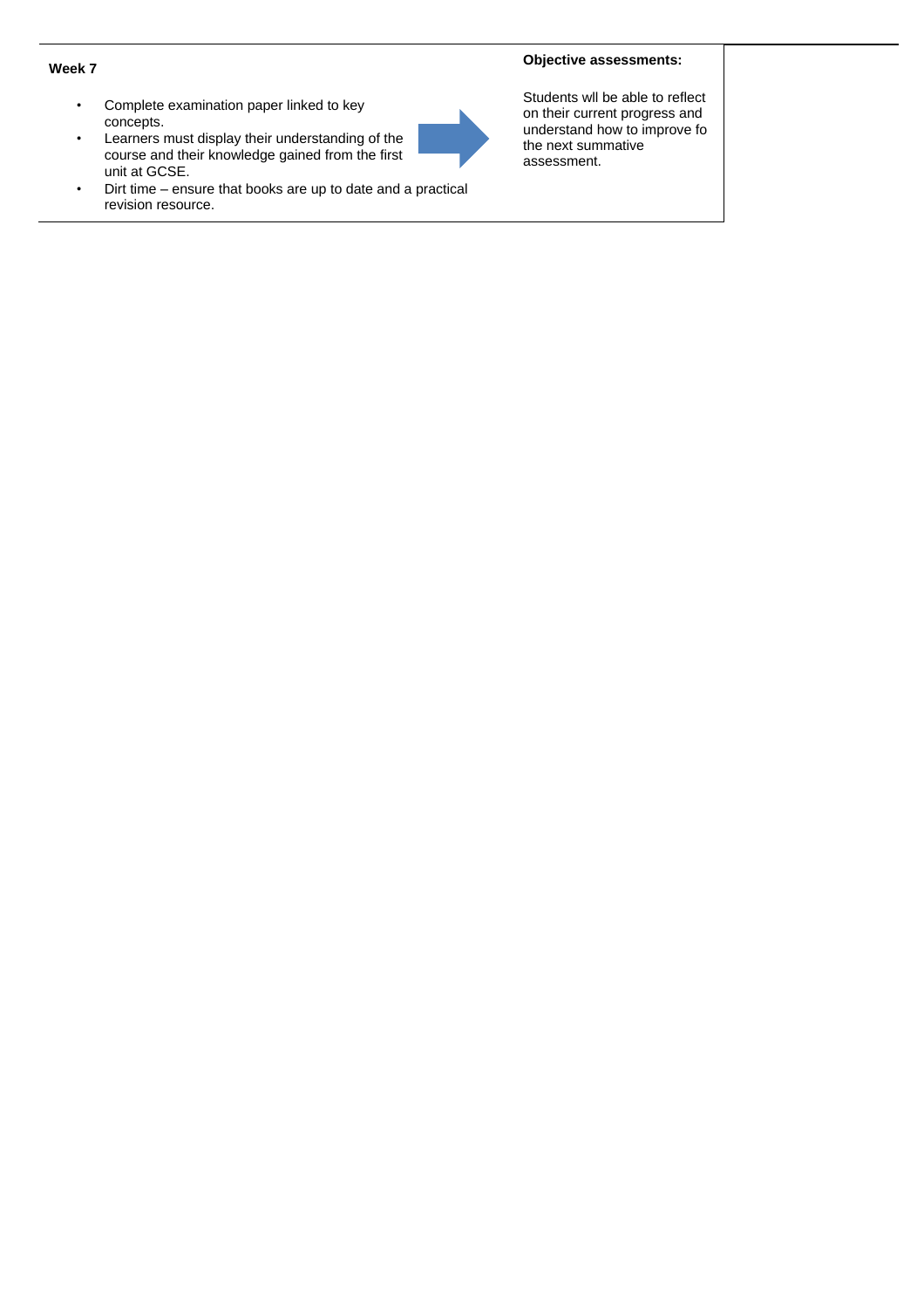| | |
|---|---|
| **Week 7**<br><br>• Complete examination paper linked to key concepts.<br>• Learners must display their understanding of the course and their knowledge gained from the first unit at GCSE.<br>• Dirt time – ensure that books are up to date and a practical revision resource. | **Objective assessments:**<br><br>Students wll be able to reflect on their current progress and understand how to improve fo the next summative assessment. |